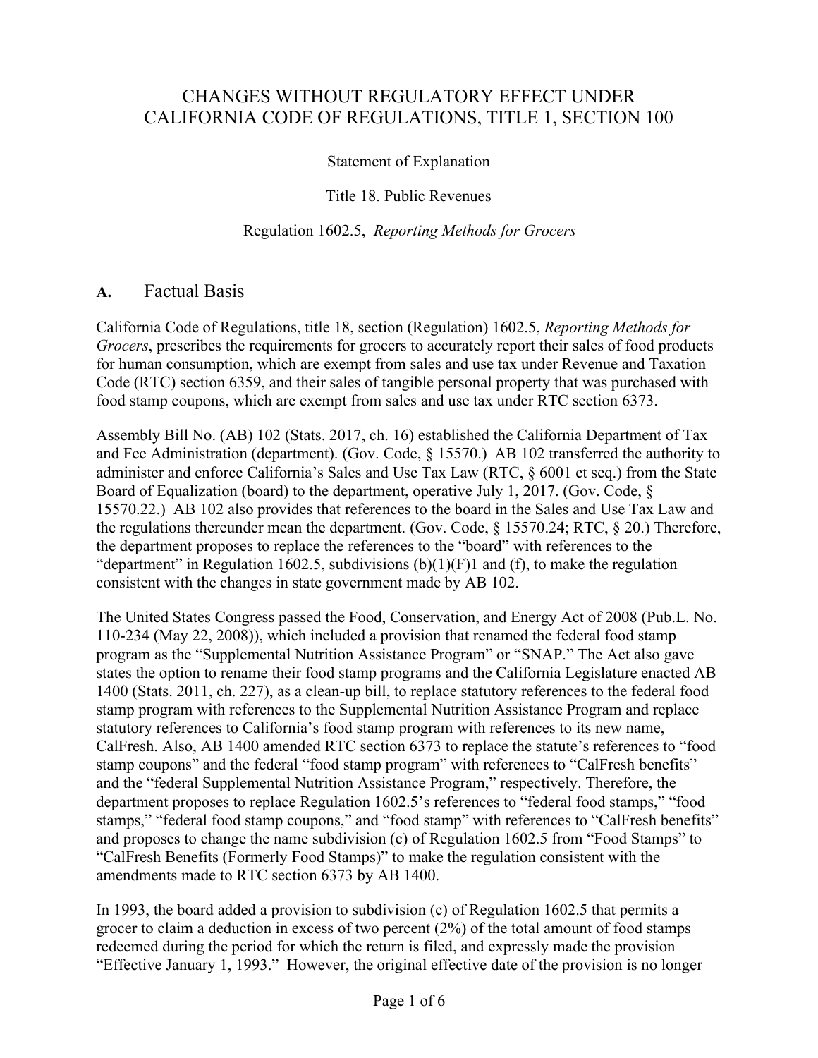# CHANGES WITHOUT REGULATORY EFFECT UNDER CALIFORNIA CODE OF REGULATIONS, TITLE 1, SECTION 100

Statement of Explanation

Title 18. Public Revenues

Regulation 1602.5, *Reporting Methods for Grocers*

## A. Factual Basis

California Code of Regulations, title 18, section (Regulation) 1602.5, *Reporting Methods for Grocers*, prescribes the requirements for grocers to accurately report their sales of food products for human consumption, which are exempt from sales and use tax under Revenue and Taxation Code (RTC) section 6359, and their sales of tangible personal property that was purchased with food stamp coupons, which are exempt from sales and use tax under RTC section 6373.

Assembly Bill No. (AB) 102 (Stats. 2017, ch. 16) established the California Department of Tax and Fee Administration (department). (Gov. Code, § 15570.) AB 102 transferred the authority to administer and enforce California's Sales and Use Tax Law (RTC, § 6001 et seq.) from the State Board of Equalization (board) to the department, operative July 1, 2017. (Gov. Code, § 15570.22.) AB 102 also provides that references to the board in the Sales and Use Tax Law and the regulations thereunder mean the department. (Gov. Code, § 15570.24; RTC, § 20.) Therefore, the department proposes to replace the references to the "board" with references to the "department" in Regulation 1602.5, subdivisions (b)(1)(F)1 and (f), to make the regulation consistent with the changes in state government made by AB 102.

The United States Congress passed the Food, Conservation, and Energy Act of 2008 (Pub.L. No. 110-234 (May 22, 2008)), which included a provision that renamed the federal food stamp program as the "Supplemental Nutrition Assistance Program" or "SNAP." The Act also gave states the option to rename their food stamp programs and the California Legislature enacted AB 1400 (Stats. 2011, ch. 227), as a clean-up bill, to replace statutory references to the federal food stamp program with references to the Supplemental Nutrition Assistance Program and replace statutory references to California's food stamp program with references to its new name, CalFresh. Also, AB 1400 amended RTC section 6373 to replace the statute's references to "food stamp coupons" and the federal "food stamp program" with references to "CalFresh benefits" and the "federal Supplemental Nutrition Assistance Program," respectively. Therefore, the department proposes to replace Regulation 1602.5's references to "federal food stamps," "food stamps," "federal food stamp coupons," and "food stamp" with references to "CalFresh benefits" and proposes to change the name subdivision (c) of Regulation 1602.5 from "Food Stamps" to "CalFresh Benefits (Formerly Food Stamps)" to make the regulation consistent with the amendments made to RTC section 6373 by AB 1400.

In 1993, the board added a provision to subdivision (c) of Regulation 1602.5 that permits a grocer to claim a deduction in excess of two percent (2%) of the total amount of food stamps redeemed during the period for which the return is filed, and expressly made the provision "Effective January 1, 1993." However, the original effective date of the provision is no longer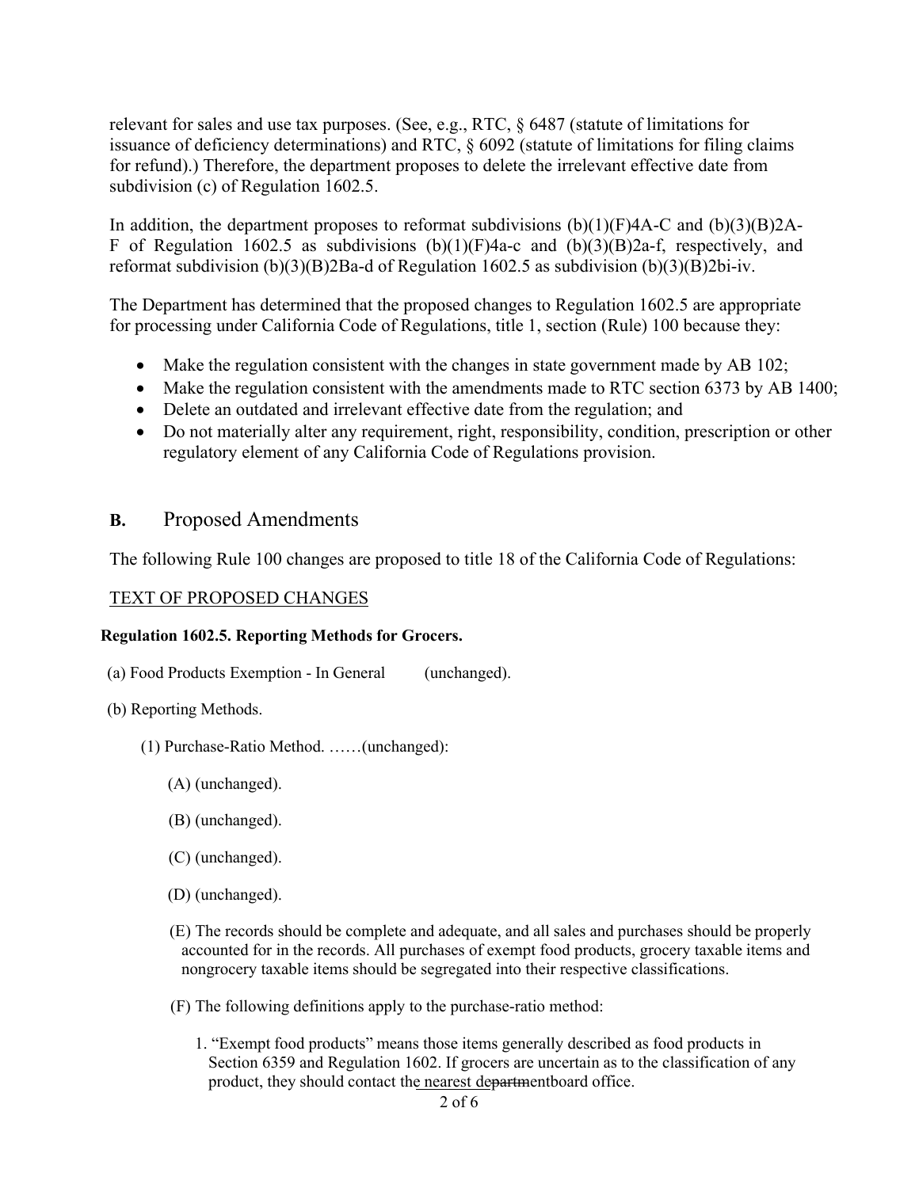relevant for sales and use tax purposes. (See, e.g., RTC, § 6487 (statute of limitations for issuance of deficiency determinations) and RTC, § 6092 (statute of limitations for filing claims for refund).) Therefore, the department proposes to delete the irrelevant effective date from subdivision (c) of Regulation 1602.5.

In addition, the department proposes to reformat subdivisions (b)(1)(F)4A-C and (b)(3)(B)2A-F of Regulation 1602.5 as subdivisions (b)(1)(F)4a-c and (b)(3)(B)2a-f, respectively, and reformat subdivision (b)(3)(B)2Ba-d of Regulation 1602.5 as subdivision (b)(3)(B)2bi-iv.

The Department has determined that the proposed changes to Regulation 1602.5 are appropriate for processing under California Code of Regulations, title 1, section (Rule) 100 because they:

- Make the regulation consistent with the changes in state government made by AB 102;
- Make the regulation consistent with the amendments made to RTC section 6373 by AB 1400;
- Delete an outdated and irrelevant effective date from the regulation; and
- Do not materially alter any requirement, right, responsibility, condition, prescription or other regulatory element of any California Code of Regulations provision.

## **B.** Proposed Amendments

The following Rule 100 changes are proposed to title 18 of the California Code of Regulations:

TEXT OF PROPOSED CHANGES

**Regulation 1602.5. Reporting Methods for Grocers.**

(a) Food Products Exemption - In General (unchanged).

(b) Reporting Methods.

(1) Purchase-Ratio Method. ……(unchanged):

(A) (unchanged).

(B) (unchanged).

(C) (unchanged).

(D) (unchanged).

(E) The records should be complete and adequate, and all sales and purchases should be properly accounted for in the records. All purchases of exempt food products, grocery taxable items and nongrocery taxable items should be segregated into their respective classifications.

(F) The following definitions apply to the purchase-ratio method:

1. "Exempt food products" means those items generally described as food products in Section 6359 and Regulation 1602. If grocers are uncertain as to the classification of any product, they should contact the nearest ~~departm~~entboard office.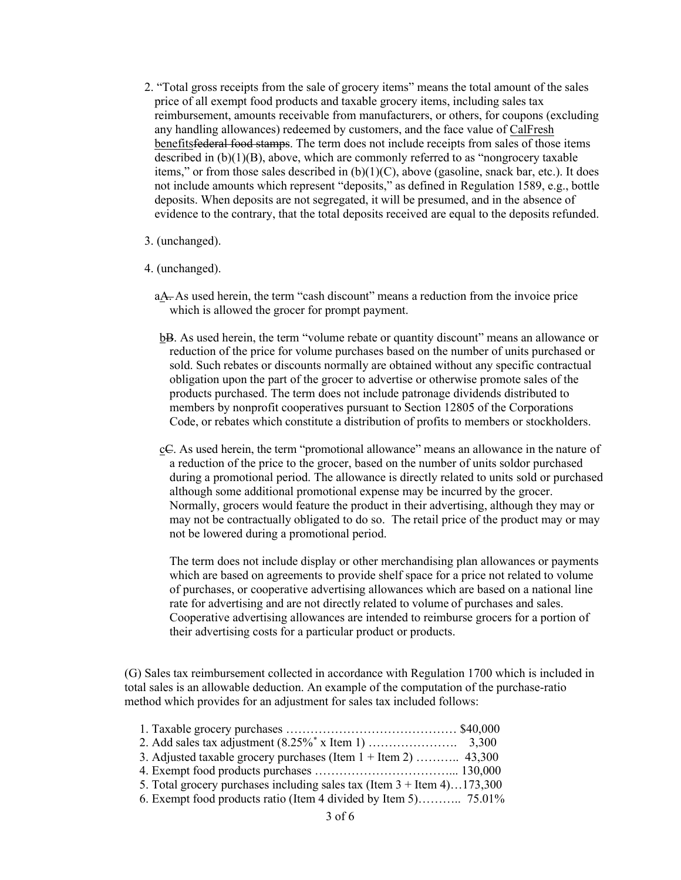2. "Total gross receipts from the sale of grocery items" means the total amount of the sales price of all exempt food products and taxable grocery items, including sales tax reimbursement, amounts receivable from manufacturers, or others, for coupons (excluding any handling allowances) redeemed by customers, and the face value of <u>CalFresh benefits</u>~~federal food stamps~~. The term does not include receipts from sales of those items described in (b)(1)(B), above, which are commonly referred to as "nongrocery taxable items," or from those sales described in (b)(1)(C), above (gasoline, snack bar, etc.). It does not include amounts which represent "deposits," as defined in Regulation 1589, e.g., bottle deposits. When deposits are not segregated, it will be presumed, and in the absence of evidence to the contrary, that the total deposits received are equal to the deposits refunded.

3. (unchanged).

4. (unchanged).

<u>a</u>~~A.~~ As used herein, the term "cash discount" means a reduction from the invoice price which is allowed the grocer for prompt payment.

<u>b</u>~~B~~. As used herein, the term "volume rebate or quantity discount" means an allowance or reduction of the price for volume purchases based on the number of units purchased or sold. Such rebates or discounts normally are obtained without any specific contractual obligation upon the part of the grocer to advertise or otherwise promote sales of the products purchased. The term does not include patronage dividends distributed to members by nonprofit cooperatives pursuant to Section 12805 of the Corporations Code, or rebates which constitute a distribution of profits to members or stockholders.

<u>c</u>~~C~~. As used herein, the term "promotional allowance" means an allowance in the nature of a reduction of the price to the grocer, based on the number of units soldor purchased during a promotional period. The allowance is directly related to units sold or purchased although some additional promotional expense may be incurred by the grocer. Normally, grocers would feature the product in their advertising, although they may or may not be contractually obligated to do so. The retail price of the product may or may not be lowered during a promotional period.

The term does not include display or other merchandising plan allowances or payments which are based on agreements to provide shelf space for a price not related to volume of purchases, or cooperative advertising allowances which are based on a national line rate for advertising and are not directly related to volume of purchases and sales. Cooperative advertising allowances are intended to reimburse grocers for a portion of their advertising costs for a particular product or products.

(G) Sales tax reimbursement collected in accordance with Regulation 1700 which is included in total sales is an allowable deduction. An example of the computation of the purchase-ratio method which provides for an adjustment for sales tax included follows:

1. Taxable grocery purchases …………………………………… $40,000
2. Add sales tax adjustment (8.25%* x Item 1) …………………. 3,300
3. Adjusted taxable grocery purchases (Item 1 + Item 2) ……….. 43,300
4. Exempt food products purchases …………………………….. 130,000
5. Total grocery purchases including sales tax (Item 3 + Item 4)…173,300
6. Exempt food products ratio (Item 4 divided by Item 5)……….. 75.01%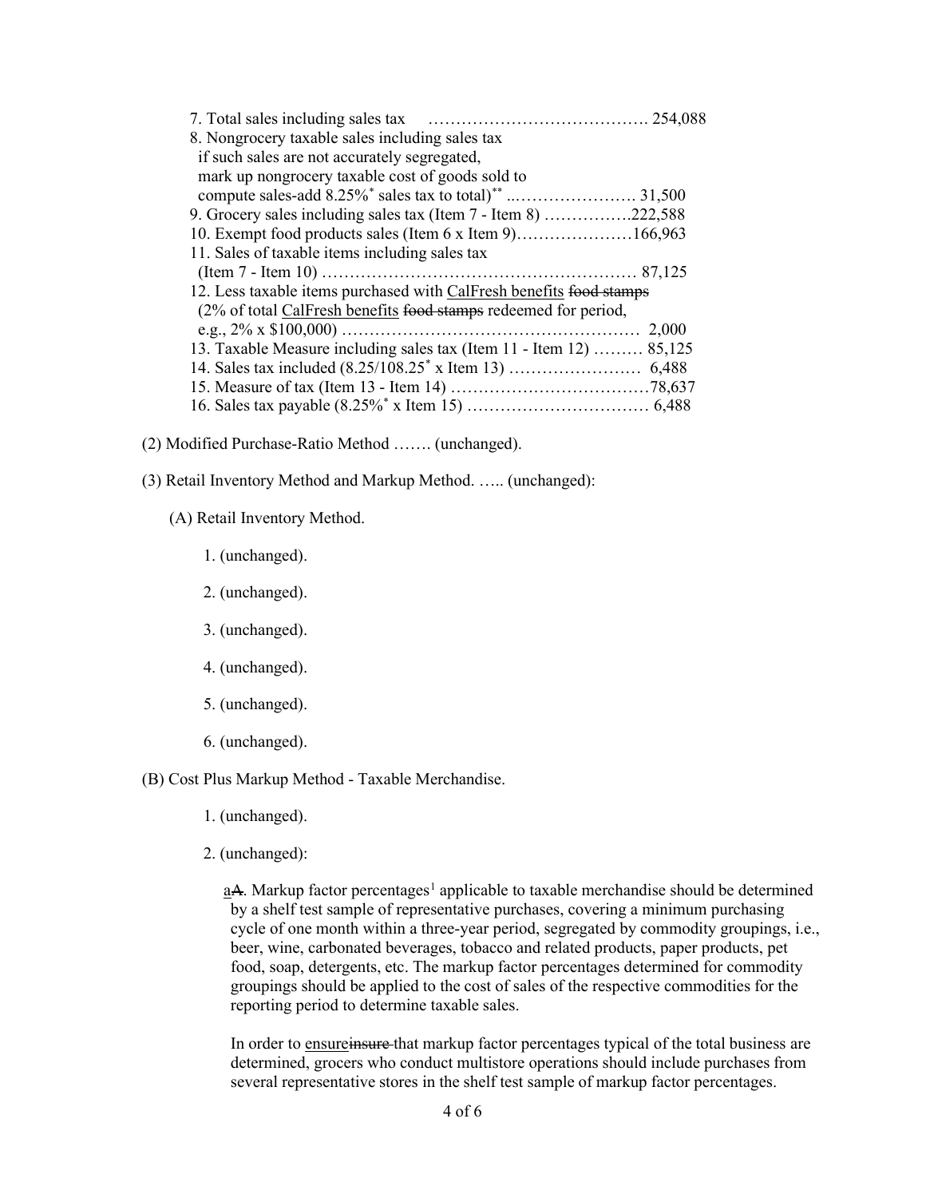7. Total sales including sales tax ………………………………….. 254,088
8. Nongrocery taxable sales including sales tax
   if such sales are not accurately segregated,
   mark up nongrocery taxable cost of goods sold to
   compute sales-add 8.25%* sales tax to total)** ..…………………. 31,500
9. Grocery sales including sales tax (Item 7 - Item 8) …………….222,588
10. Exempt food products sales (Item 6 x Item 9)…………………166,963
11. Sales of taxable items including sales tax
   (Item 7 - Item 10) ………………………………………………… 87,125
12. Less taxable items purchased with <u>CalFresh benefits</u> ~~food stamps~~
   (2% of total <u>CalFresh benefits</u> ~~food stamps~~ redeemed for period,
   e.g., 2% x $100,000) ……………………………………………… 2,000
13. Taxable Measure including sales tax (Item 11 - Item 12) ……… 85,125
14. Sales tax included (8.25/108.25* x Item 13) …………………… 6,488
15. Measure of tax (Item 13 - Item 14) ………………………………78,637
16. Sales tax payable (8.25%* x Item 15) …………………………… 6,488

(2) Modified Purchase-Ratio Method ……. (unchanged).

(3) Retail Inventory Method and Markup Method. ….. (unchanged):

(A) Retail Inventory Method.

1. (unchanged).

2. (unchanged).

3. (unchanged).

4. (unchanged).

5. (unchanged).

6. (unchanged).

(B) Cost Plus Markup Method - Taxable Merchandise.

1. (unchanged).

2. (unchanged):

<u>a</u>~~A~~. Markup factor percentages[1] applicable to taxable merchandise should be determined by a shelf test sample of representative purchases, covering a minimum purchasing cycle of one month within a three-year period, segregated by commodity groupings, i.e., beer, wine, carbonated beverages, tobacco and related products, paper products, pet food, soap, detergents, etc. The markup factor percentages determined for commodity groupings should be applied to the cost of sales of the respective commodities for the reporting period to determine taxable sales.

In order to <u>ensure</u>~~insure~~ that markup factor percentages typical of the total business are determined, grocers who conduct multistore operations should include purchases from several representative stores in the shelf test sample of markup factor percentages.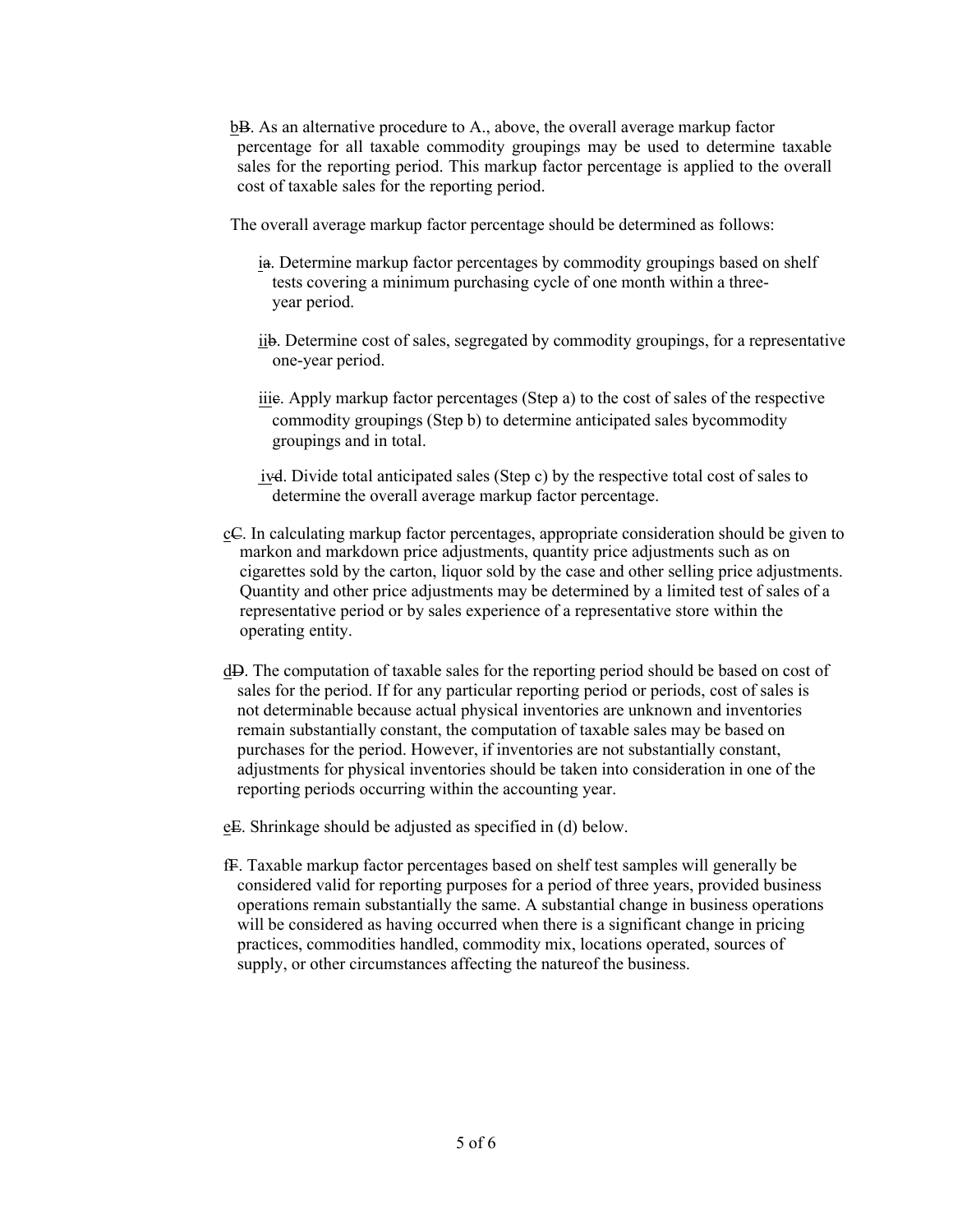bB. As an alternative procedure to A., above, the overall average markup factor percentage for all taxable commodity groupings may be used to determine taxable sales for the reporting period. This markup factor percentage is applied to the overall cost of taxable sales for the reporting period.

The overall average markup factor percentage should be determined as follows:

ia. Determine markup factor percentages by commodity groupings based on shelf tests covering a minimum purchasing cycle of one month within a three-year period.

iib. Determine cost of sales, segregated by commodity groupings, for a representative one-year period.

iiic. Apply markup factor percentages (Step a) to the cost of sales of the respective commodity groupings (Step b) to determine anticipated sales bycommodity groupings and in total.

ivd. Divide total anticipated sales (Step c) by the respective total cost of sales to determine the overall average markup factor percentage.

cC. In calculating markup factor percentages, appropriate consideration should be given to markon and markdown price adjustments, quantity price adjustments such as on cigarettes sold by the carton, liquor sold by the case and other selling price adjustments. Quantity and other price adjustments may be determined by a limited test of sales of a representative period or by sales experience of a representative store within the operating entity.

dD. The computation of taxable sales for the reporting period should be based on cost of sales for the period. If for any particular reporting period or periods, cost of sales is not determinable because actual physical inventories are unknown and inventories remain substantially constant, the computation of taxable sales may be based on purchases for the period. However, if inventories are not substantially constant, adjustments for physical inventories should be taken into consideration in one of the reporting periods occurring within the accounting year.

eE. Shrinkage should be adjusted as specified in (d) below.

fF. Taxable markup factor percentages based on shelf test samples will generally be considered valid for reporting purposes for a period of three years, provided business operations remain substantially the same. A substantial change in business operations will be considered as having occurred when there is a significant change in pricing practices, commodities handled, commodity mix, locations operated, sources of supply, or other circumstances affecting the natureof the business.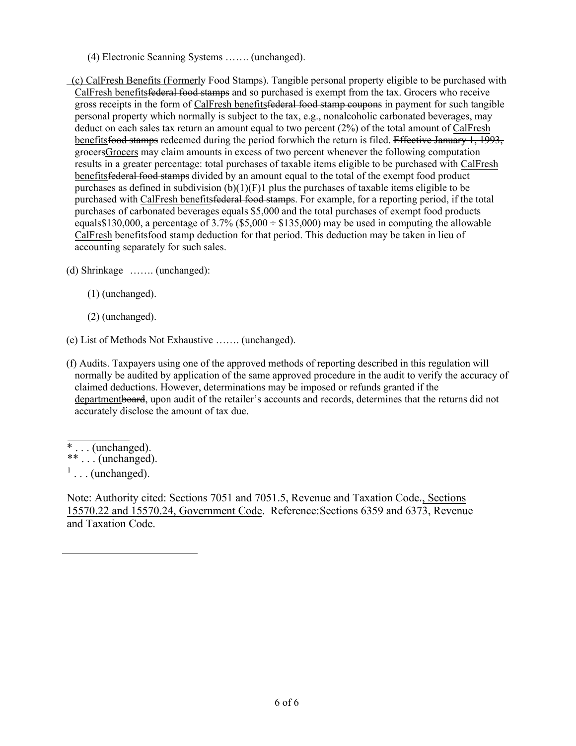(4) Electronic Scanning Systems ……. (unchanged).

(c) <u>CalFresh Benefits (Formerl</u>y Food Stamps). Tangible personal property eligible to be purchased with <u>CalFresh benefits</u>~~federal food stamps~~ and so purchased is exempt from the tax. Grocers who receive gross receipts in the form of <u>CalFresh benefits</u>~~federal food stamp coupons~~ in payment for such tangible personal property which normally is subject to the tax, e.g., nonalcoholic carbonated beverages, may deduct on each sales tax return an amount equal to two percent (2%) of the total amount of <u>CalFresh benefits</u>~~food stamps~~ redeemed during the period forwhich the return is filed. ~~Effective January 1, 1993, grocers~~<u>Grocers</u> may claim amounts in excess of two percent whenever the following computation results in a greater percentage: total purchases of taxable items eligible to be purchased with <u>CalFresh benefits</u>~~federal food stamps~~ divided by an amount equal to the total of the exempt food product purchases as defined in subdivision (b)(1)(F)1 plus the purchases of taxable items eligible to be purchased with <u>CalFresh benefits</u>~~federal food stamps~~. For example, for a reporting period, if the total purchases of carbonated beverages equals $5,000 and the total purchases of exempt food products equals$130,000, a percentage of 3.7% ($5,000 ÷ $135,000) may be used in computing the allowable <u>CalFresh</u>~~h benefitsfo~~od stamp deduction for that period. This deduction may be taken in lieu of accounting separately for such sales.

(d) Shrinkage ……. (unchanged):

(1) (unchanged).

(2) (unchanged).

(e) List of Methods Not Exhaustive ……. (unchanged).

(f) Audits. Taxpayers using one of the approved methods of reporting described in this regulation will normally be audited by application of the same approved procedure in the audit to verify the accuracy of claimed deductions. However, determinations may be imposed or refunds granted if the <u>department</u>~~board~~, upon audit of the retailer's accounts and records, determines that the returns did not accurately disclose the amount of tax due.

---

* . . . (unchanged).

** . . . (unchanged).

[1] . . . (unchanged).

Note: Authority cited: Sections 7051 and 7051.5, Revenue and Taxation Code~~.~~<u>, Sections 15570.22 and 15570.24, Government Code</u>. Reference:Sections 6359 and 6373, Revenue and Taxation Code.